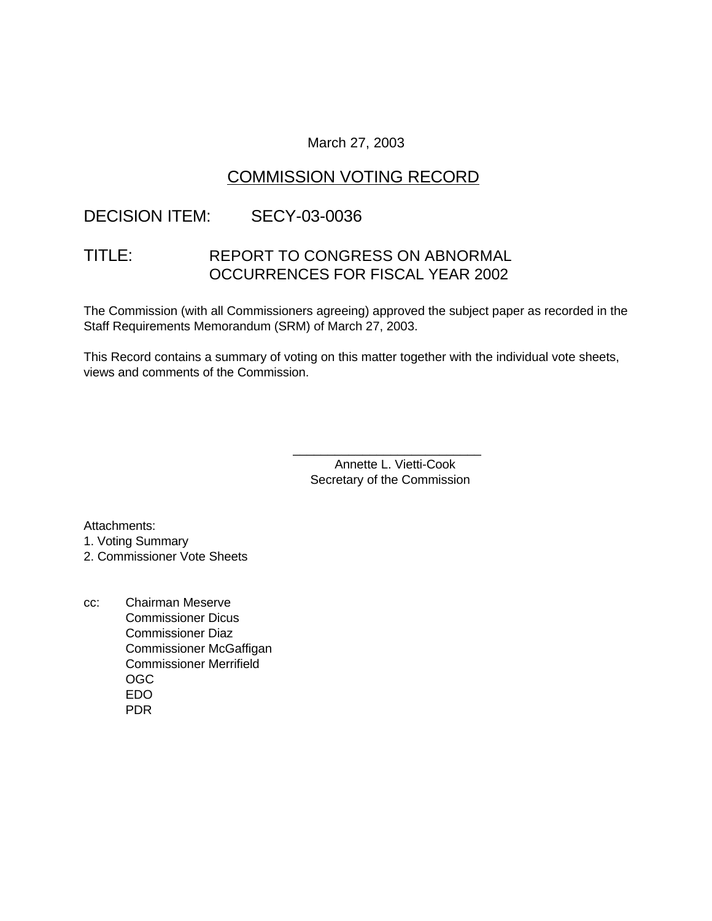March 27, 2003

# COMMISSION VOTING RECORD

DECISION ITEM: SECY-03-0036

TITLE: REPORT TO CONGRESS ON ABNORMAL OCCURRENCES FOR FISCAL YEAR 2002

The Commission (with all Commissioners agreeing) approved the subject paper as recorded in the Staff Requirements Memorandum (SRM) of March 27, 2003.

This Record contains a summary of voting on this matter together with the individual vote sheets, views and comments of the Commission.

\_\_\_\_\_\_\_\_\_\_\_\_\_\_\_\_\_\_\_\_\_\_\_\_\_\_\_
Annette L. Vietti-Cook
Secretary of the Commission

Attachments:
1. Voting Summary
2. Commissioner Vote Sheets

cc: Chairman Meserve
Commissioner Dicus
Commissioner Diaz
Commissioner McGaffigan
Commissioner Merrifield
OGC
EDO
PDR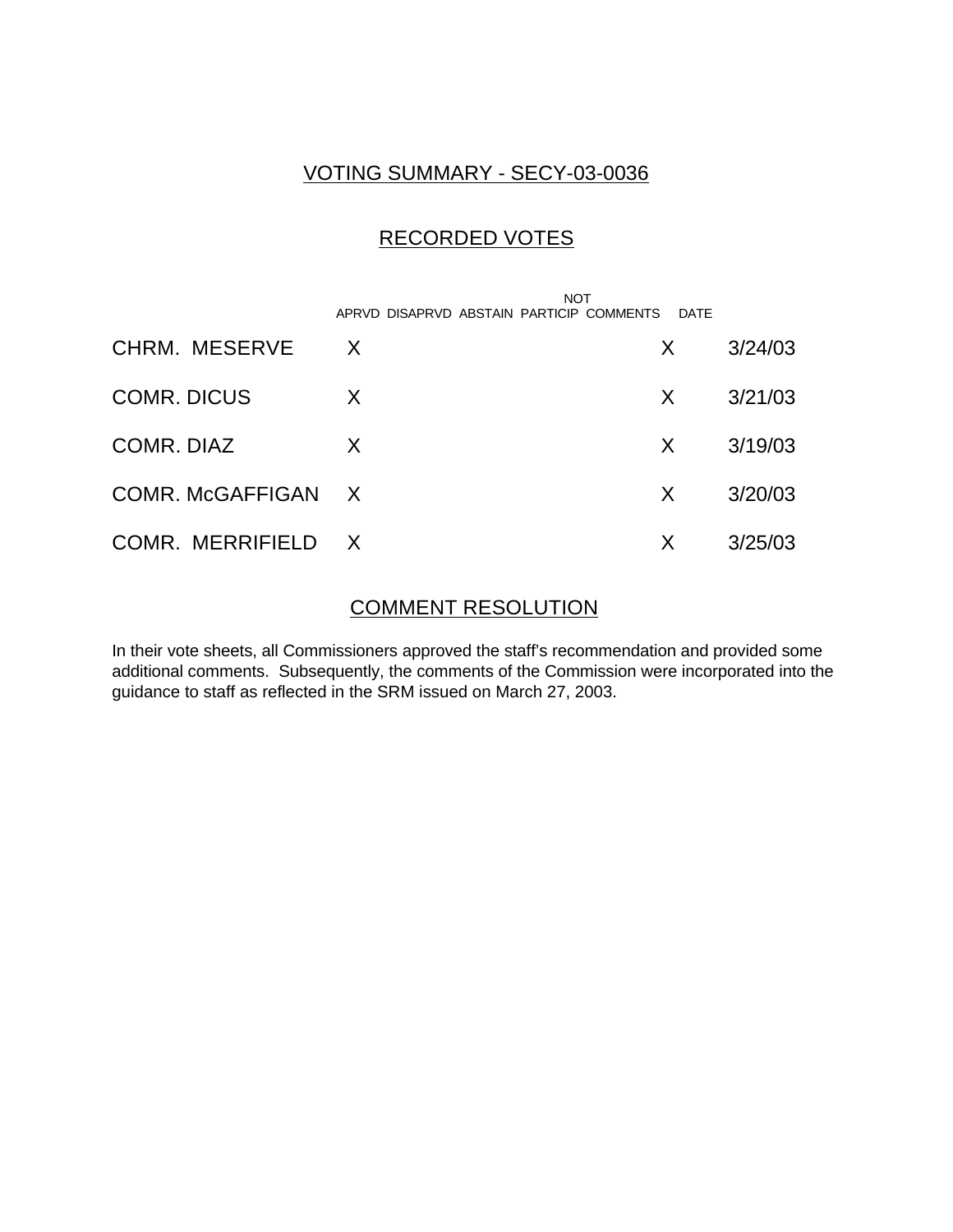## VOTING SUMMARY - SECY-03-0036

## RECORDED VOTES

| | APRVD | DISAPRVD | ABSTAIN | NOT PARTICIP | COMMENTS | DATE |
|---|---|---|---|---|---|---|
| CHRM. MESERVE | X | | | | X | 3/24/03 |
| COMR. DICUS | X | | | | X | 3/21/03 |
| COMR. DIAZ | X | | | | X | 3/19/03 |
| COMR. McGAFFIGAN | X | | | | X | 3/20/03 |
| COMR. MERRIFIELD | X | | | | X | 3/25/03 |

## COMMENT RESOLUTION

In their vote sheets, all Commissioners approved the staff's recommendation and provided some additional comments. Subsequently, the comments of the Commission were incorporated into the guidance to staff as reflected in the SRM issued on March 27, 2003.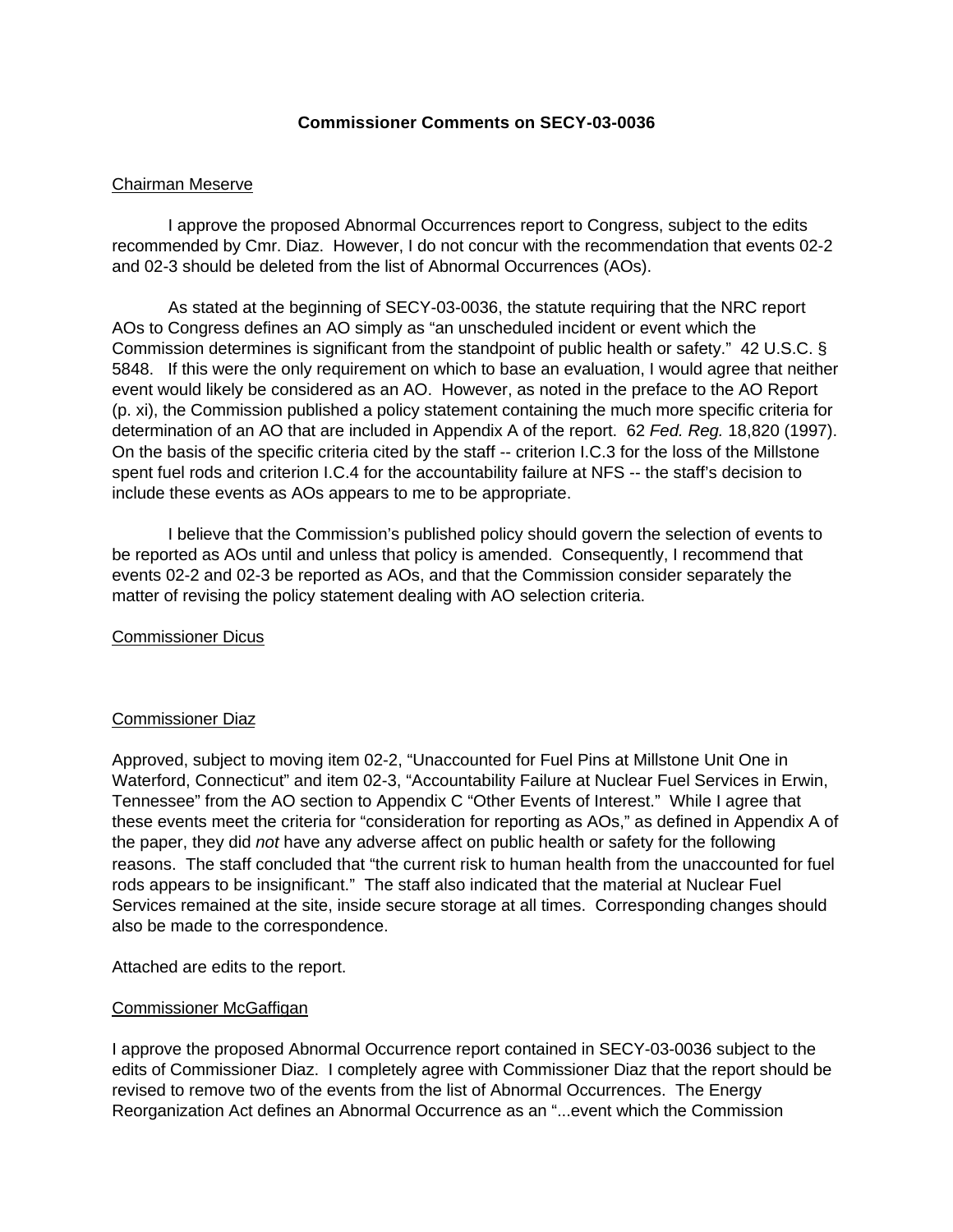**Commissioner Comments on SECY-03-0036**

Chairman Meserve

I approve the proposed Abnormal Occurrences report to Congress, subject to the edits recommended by Cmr. Diaz. However, I do not concur with the recommendation that events 02-2 and 02-3 should be deleted from the list of Abnormal Occurrences (AOs).

As stated at the beginning of SECY-03-0036, the statute requiring that the NRC report AOs to Congress defines an AO simply as "an unscheduled incident or event which the Commission determines is significant from the standpoint of public health or safety." 42 U.S.C. § 5848. If this were the only requirement on which to base an evaluation, I would agree that neither event would likely be considered as an AO. However, as noted in the preface to the AO Report (p. xi), the Commission published a policy statement containing the much more specific criteria for determination of an AO that are included in Appendix A of the report. 62 *Fed. Reg.* 18,820 (1997). On the basis of the specific criteria cited by the staff -- criterion I.C.3 for the loss of the Millstone spent fuel rods and criterion I.C.4 for the accountability failure at NFS -- the staff's decision to include these events as AOs appears to me to be appropriate.

I believe that the Commission's published policy should govern the selection of events to be reported as AOs until and unless that policy is amended. Consequently, I recommend that events 02-2 and 02-3 be reported as AOs, and that the Commission consider separately the matter of revising the policy statement dealing with AO selection criteria.

Commissioner Dicus

Commissioner Diaz

Approved, subject to moving item 02-2, "Unaccounted for Fuel Pins at Millstone Unit One in Waterford, Connecticut" and item 02-3, "Accountability Failure at Nuclear Fuel Services in Erwin, Tennessee" from the AO section to Appendix C "Other Events of Interest." While I agree that these events meet the criteria for "consideration for reporting as AOs," as defined in Appendix A of the paper, they did *not* have any adverse affect on public health or safety for the following reasons. The staff concluded that "the current risk to human health from the unaccounted for fuel rods appears to be insignificant." The staff also indicated that the material at Nuclear Fuel Services remained at the site, inside secure storage at all times. Corresponding changes should also be made to the correspondence.

Attached are edits to the report.

Commissioner McGaffigan

I approve the proposed Abnormal Occurrence report contained in SECY-03-0036 subject to the edits of Commissioner Diaz. I completely agree with Commissioner Diaz that the report should be revised to remove two of the events from the list of Abnormal Occurrences. The Energy Reorganization Act defines an Abnormal Occurrence as an "...event which the Commission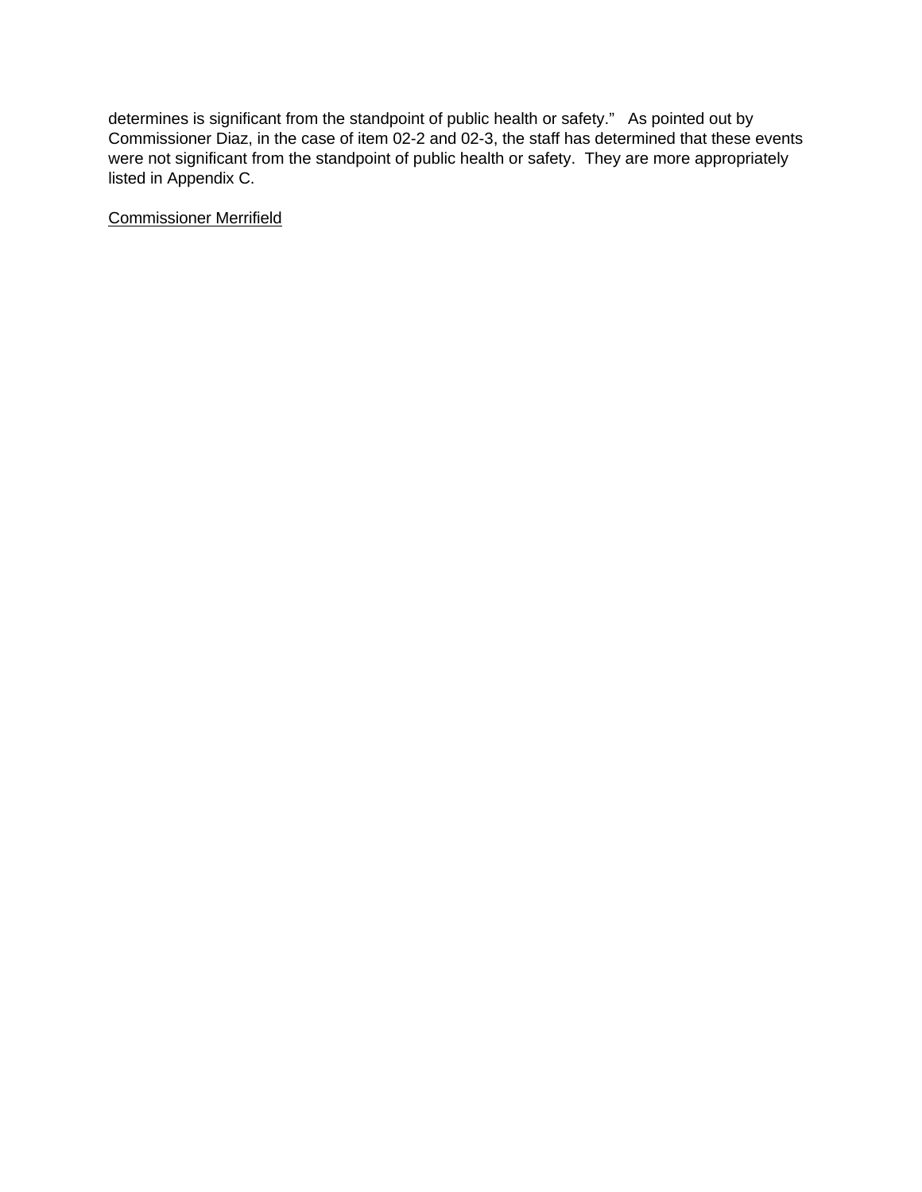determines is significant from the standpoint of public health or safety." As pointed out by Commissioner Diaz, in the case of item 02-2 and 02-3, the staff has determined that these events were not significant from the standpoint of public health or safety. They are more appropriately listed in Appendix C.

<u>Commissioner Merrifield</u>